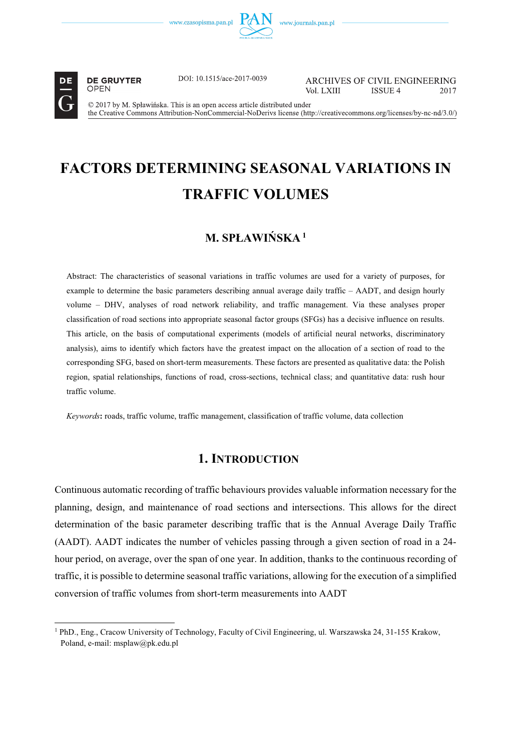DOI: 10.1515/ace-2017-0039

ARCHIVES OF CIVIL ENGINEERING
Vol. LXIII ISSUE 4 2017

© 2017 by M. Spławińska. This is an open access article distributed under the Creative Commons Attribution-NonCommercial-NoDerivs license (http://creativecommons.org/licenses/by-nc-nd/3.0/)

# FACTORS DETERMINING SEASONAL VARIATIONS IN TRAFFIC VOLUMES

## M. SPŁAWIŃSKA [1]

Abstract: The characteristics of seasonal variations in traffic volumes are used for a variety of purposes, for example to determine the basic parameters describing annual average daily traffic – AADT, and design hourly volume – DHV, analyses of road network reliability, and traffic management. Via these analyses proper classification of road sections into appropriate seasonal factor groups (SFGs) has a decisive influence on results. This article, on the basis of computational experiments (models of artificial neural networks, discriminatory analysis), aims to identify which factors have the greatest impact on the allocation of a section of road to the corresponding SFG, based on short-term measurements. These factors are presented as qualitative data: the Polish region, spatial relationships, functions of road, cross-sections, technical class; and quantitative data: rush hour traffic volume.

*Keywords*: roads, traffic volume, traffic management, classification of traffic volume, data collection

## 1. Introduction

Continuous automatic recording of traffic behaviours provides valuable information necessary for the planning, design, and maintenance of road sections and intersections. This allows for the direct determination of the basic parameter describing traffic that is the Annual Average Daily Traffic (AADT). AADT indicates the number of vehicles passing through a given section of road in a 24-hour period, on average, over the span of one year. In addition, thanks to the continuous recording of traffic, it is possible to determine seasonal traffic variations, allowing for the execution of a simplified conversion of traffic volumes from short-term measurements into AADT

---

[1] PhD., Eng., Cracow University of Technology, Faculty of Civil Engineering, ul. Warszawska 24, 31-155 Krakow, Poland, e-mail: msplaw@pk.edu.pl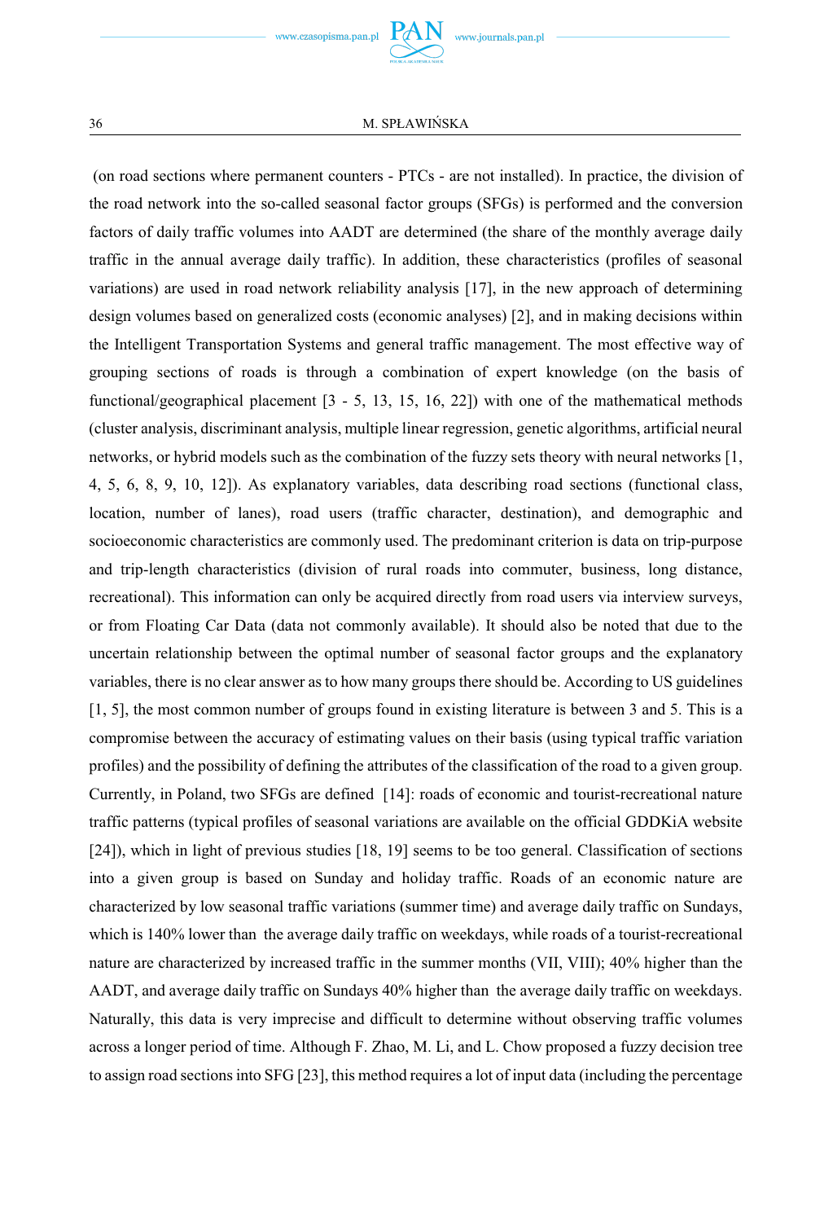(on road sections where permanent counters - PTCs - are not installed). In practice, the division of the road network into the so-called seasonal factor groups (SFGs) is performed and the conversion factors of daily traffic volumes into AADT are determined (the share of the monthly average daily traffic in the annual average daily traffic). In addition, these characteristics (profiles of seasonal variations) are used in road network reliability analysis [17], in the new approach of determining design volumes based on generalized costs (economic analyses) [2], and in making decisions within the Intelligent Transportation Systems and general traffic management. The most effective way of grouping sections of roads is through a combination of expert knowledge (on the basis of functional/geographical placement [3 - 5, 13, 15, 16, 22]) with one of the mathematical methods (cluster analysis, discriminant analysis, multiple linear regression, genetic algorithms, artificial neural networks, or hybrid models such as the combination of the fuzzy sets theory with neural networks [1, 4, 5, 6, 8, 9, 10, 12]). As explanatory variables, data describing road sections (functional class, location, number of lanes), road users (traffic character, destination), and demographic and socioeconomic characteristics are commonly used. The predominant criterion is data on trip-purpose and trip-length characteristics (division of rural roads into commuter, business, long distance, recreational). This information can only be acquired directly from road users via interview surveys, or from Floating Car Data (data not commonly available). It should also be noted that due to the uncertain relationship between the optimal number of seasonal factor groups and the explanatory variables, there is no clear answer as to how many groups there should be. According to US guidelines [1, 5], the most common number of groups found in existing literature is between 3 and 5. This is a compromise between the accuracy of estimating values on their basis (using typical traffic variation profiles) and the possibility of defining the attributes of the classification of the road to a given group. Currently, in Poland, two SFGs are defined [14]: roads of economic and tourist-recreational nature traffic patterns (typical profiles of seasonal variations are available on the official GDDKiA website [24]), which in light of previous studies [18, 19] seems to be too general. Classification of sections into a given group is based on Sunday and holiday traffic. Roads of an economic nature are characterized by low seasonal traffic variations (summer time) and average daily traffic on Sundays, which is 140% lower than the average daily traffic on weekdays, while roads of a tourist-recreational nature are characterized by increased traffic in the summer months (VII, VIII); 40% higher than the AADT, and average daily traffic on Sundays 40% higher than the average daily traffic on weekdays. Naturally, this data is very imprecise and difficult to determine without observing traffic volumes across a longer period of time. Although F. Zhao, M. Li, and L. Chow proposed a fuzzy decision tree to assign road sections into SFG [23], this method requires a lot of input data (including the percentage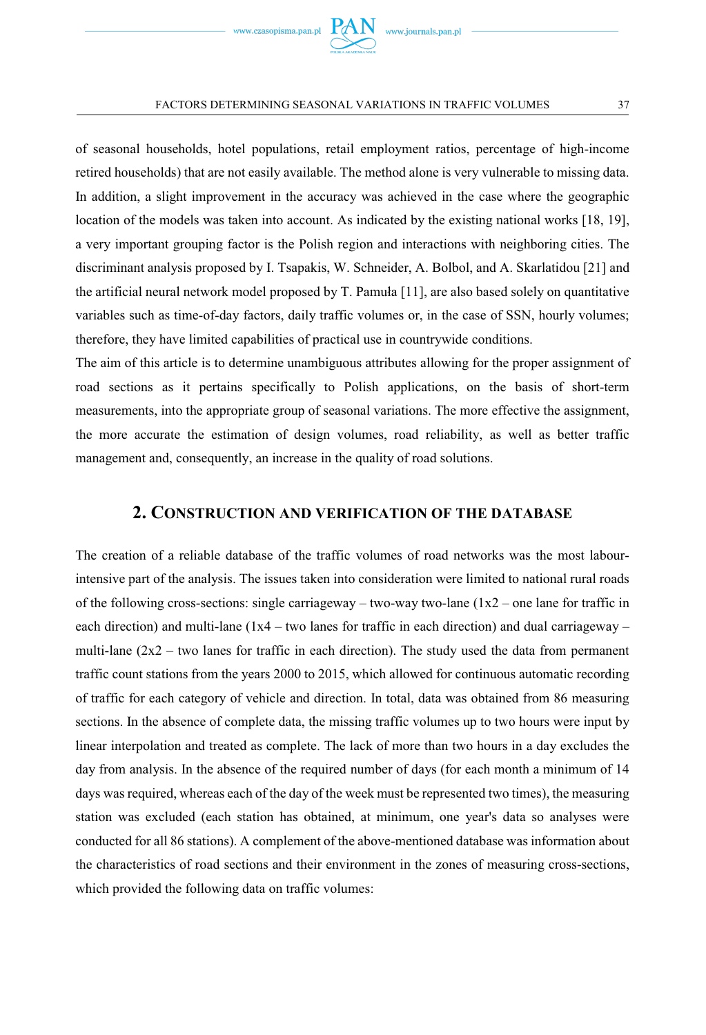of seasonal households, hotel populations, retail employment ratios, percentage of high-income retired households) that are not easily available. The method alone is very vulnerable to missing data. In addition, a slight improvement in the accuracy was achieved in the case where the geographic location of the models was taken into account. As indicated by the existing national works [18, 19], a very important grouping factor is the Polish region and interactions with neighboring cities. The discriminant analysis proposed by I. Tsapakis, W. Schneider, A. Bolbol, and A. Skarlatidou [21] and the artificial neural network model proposed by T. Pamuła [11], are also based solely on quantitative variables such as time-of-day factors, daily traffic volumes or, in the case of SSN, hourly volumes; therefore, they have limited capabilities of practical use in countrywide conditions.

The aim of this article is to determine unambiguous attributes allowing for the proper assignment of road sections as it pertains specifically to Polish applications, on the basis of short-term measurements, into the appropriate group of seasonal variations. The more effective the assignment, the more accurate the estimation of design volumes, road reliability, as well as better traffic management and, consequently, an increase in the quality of road solutions.

## 2. Construction and verification of the database

The creation of a reliable database of the traffic volumes of road networks was the most labour-intensive part of the analysis. The issues taken into consideration were limited to national rural roads of the following cross-sections: single carriageway – two-way two-lane (1x2 – one lane for traffic in each direction) and multi-lane (1x4 – two lanes for traffic in each direction) and dual carriageway – multi-lane (2x2 – two lanes for traffic in each direction). The study used the data from permanent traffic count stations from the years 2000 to 2015, which allowed for continuous automatic recording of traffic for each category of vehicle and direction. In total, data was obtained from 86 measuring sections. In the absence of complete data, the missing traffic volumes up to two hours were input by linear interpolation and treated as complete. The lack of more than two hours in a day excludes the day from analysis. In the absence of the required number of days (for each month a minimum of 14 days was required, whereas each of the day of the week must be represented two times), the measuring station was excluded (each station has obtained, at minimum, one year's data so analyses were conducted for all 86 stations). A complement of the above-mentioned database was information about the characteristics of road sections and their environment in the zones of measuring cross-sections, which provided the following data on traffic volumes: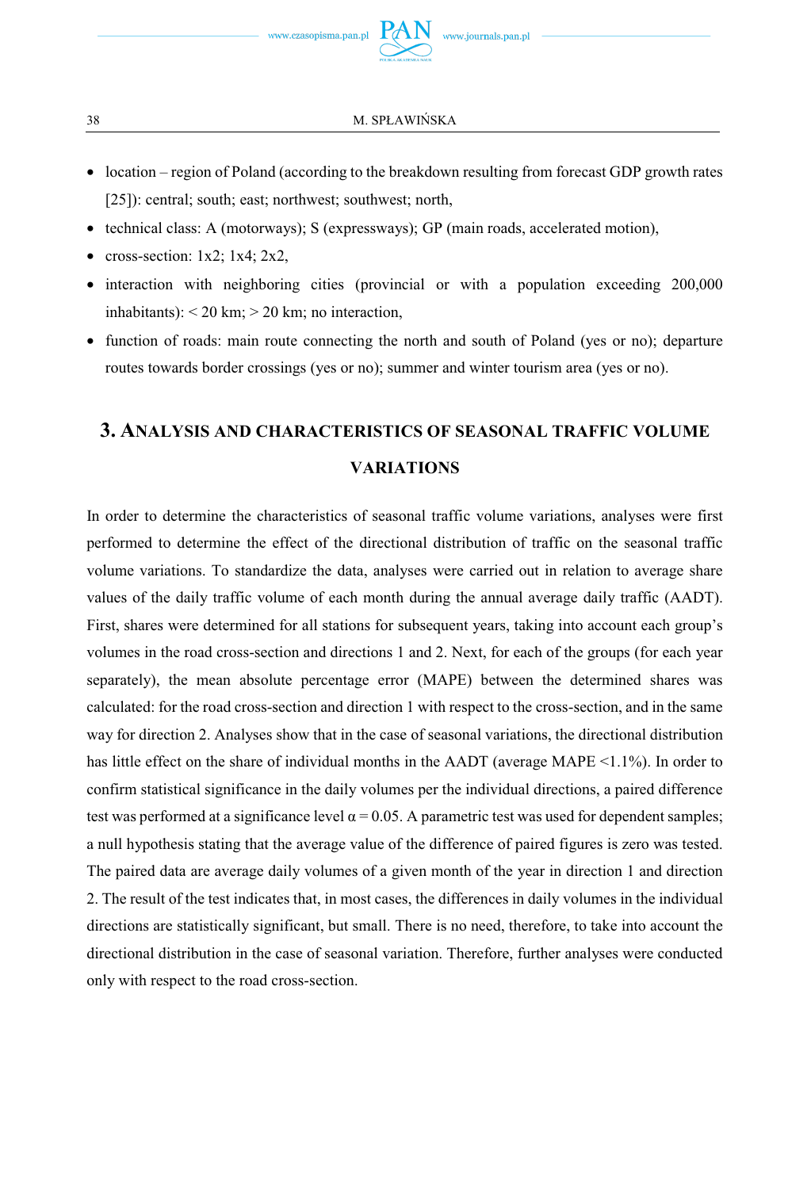- location – region of Poland (according to the breakdown resulting from forecast GDP growth rates [25]): central; south; east; northwest; southwest; north,
- technical class: A (motorways); S (expressways); GP (main roads, accelerated motion),
- cross-section: 1x2; 1x4; 2x2,
- interaction with neighboring cities (provincial or with a population exceeding 200,000 inhabitants): < 20 km; > 20 km; no interaction,
- function of roads: main route connecting the north and south of Poland (yes or no); departure routes towards border crossings (yes or no); summer and winter tourism area (yes or no).

## 3. Analysis and characteristics of seasonal traffic volume variations

In order to determine the characteristics of seasonal traffic volume variations, analyses were first performed to determine the effect of the directional distribution of traffic on the seasonal traffic volume variations. To standardize the data, analyses were carried out in relation to average share values of the daily traffic volume of each month during the annual average daily traffic (AADT). First, shares were determined for all stations for subsequent years, taking into account each group's volumes in the road cross-section and directions 1 and 2. Next, for each of the groups (for each year separately), the mean absolute percentage error (MAPE) between the determined shares was calculated: for the road cross-section and direction 1 with respect to the cross-section, and in the same way for direction 2. Analyses show that in the case of seasonal variations, the directional distribution has little effect on the share of individual months in the AADT (average MAPE <1.1%). In order to confirm statistical significance in the daily volumes per the individual directions, a paired difference test was performed at a significance level $\alpha = 0.05$. A parametric test was used for dependent samples; a null hypothesis stating that the average value of the difference of paired figures is zero was tested. The paired data are average daily volumes of a given month of the year in direction 1 and direction 2. The result of the test indicates that, in most cases, the differences in daily volumes in the individual directions are statistically significant, but small. There is no need, therefore, to take into account the directional distribution in the case of seasonal variation. Therefore, further analyses were conducted only with respect to the road cross-section.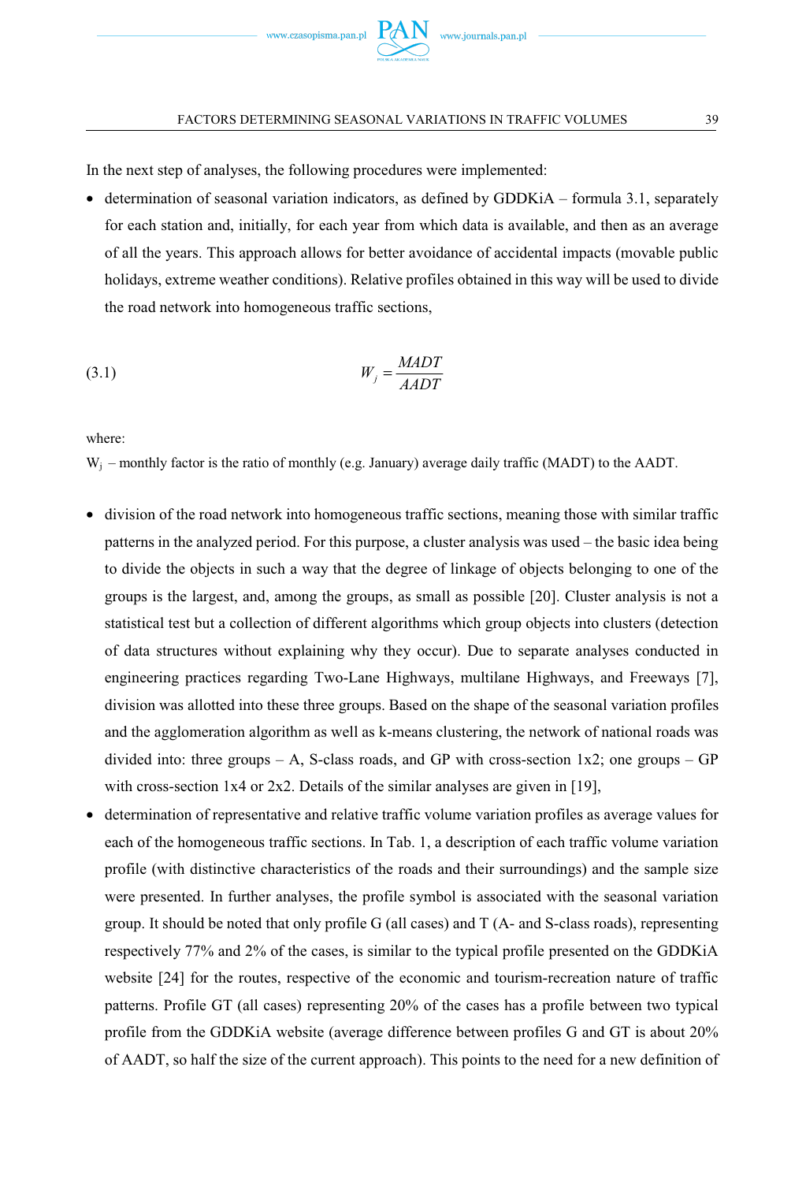In the next step of analyses, the following procedures were implemented:

- determination of seasonal variation indicators, as defined by GDDKiA – formula 3.1, separately for each station and, initially, for each year from which data is available, and then as an average of all the years. This approach allows for better avoidance of accidental impacts (movable public holidays, extreme weather conditions). Relative profiles obtained in this way will be used to divide the road network into homogeneous traffic sections,

$$W_j = \frac{MADT}{AADT} \tag{3.1}$$

where:

$W_j$ – monthly factor is the ratio of monthly (e.g. January) average daily traffic (MADT) to the AADT.

- division of the road network into homogeneous traffic sections, meaning those with similar traffic patterns in the analyzed period. For this purpose, a cluster analysis was used – the basic idea being to divide the objects in such a way that the degree of linkage of objects belonging to one of the groups is the largest, and, among the groups, as small as possible [20]. Cluster analysis is not a statistical test but a collection of different algorithms which group objects into clusters (detection of data structures without explaining why they occur). Due to separate analyses conducted in engineering practices regarding Two-Lane Highways, multilane Highways, and Freeways [7], division was allotted into these three groups. Based on the shape of the seasonal variation profiles and the agglomeration algorithm as well as k-means clustering, the network of national roads was divided into: three groups – A, S-class roads, and GP with cross-section 1x2; one groups – GP with cross-section 1x4 or 2x2. Details of the similar analyses are given in [19],
- determination of representative and relative traffic volume variation profiles as average values for each of the homogeneous traffic sections. In Tab. 1, a description of each traffic volume variation profile (with distinctive characteristics of the roads and their surroundings) and the sample size were presented. In further analyses, the profile symbol is associated with the seasonal variation group. It should be noted that only profile G (all cases) and T (A- and S-class roads), representing respectively 77% and 2% of the cases, is similar to the typical profile presented on the GDDKiA website [24] for the routes, respective of the economic and tourism-recreation nature of traffic patterns. Profile GT (all cases) representing 20% of the cases has a profile between two typical profile from the GDDKiA website (average difference between profiles G and GT is about 20% of AADT, so half the size of the current approach). This points to the need for a new definition of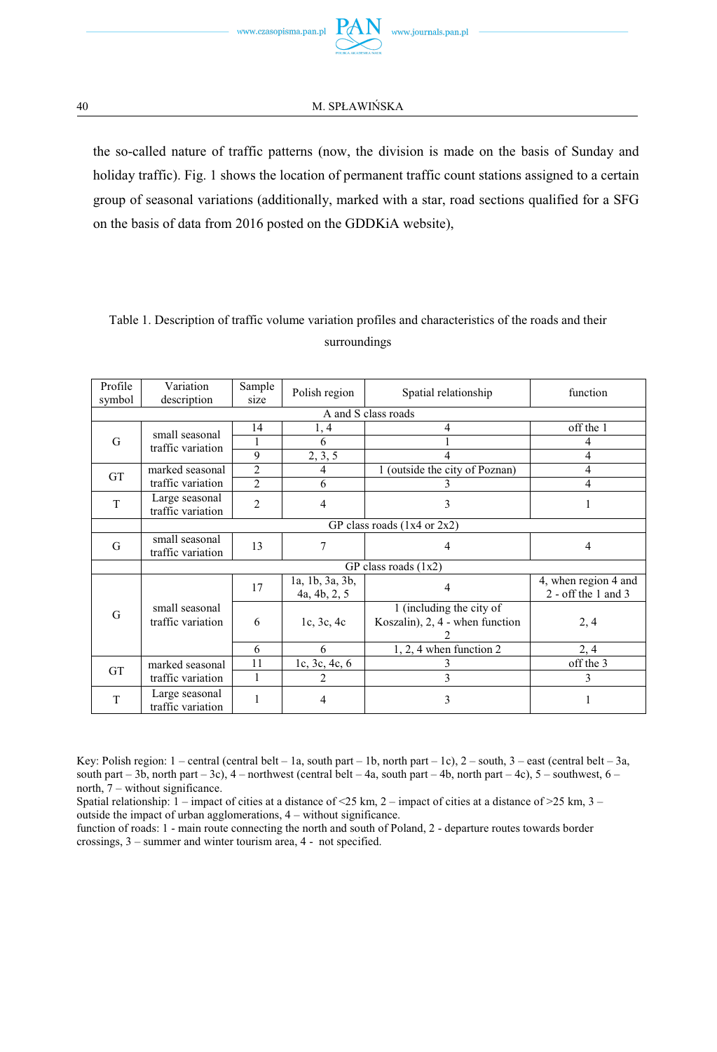the so-called nature of traffic patterns (now, the division is made on the basis of Sunday and holiday traffic). Fig. 1 shows the location of permanent traffic count stations assigned to a certain group of seasonal variations (additionally, marked with a star, road sections qualified for a SFG on the basis of data from 2016 posted on the GDDKiA website),

Table 1. Description of traffic volume variation profiles and characteristics of the roads and their surroundings

| Profile symbol | Variation description | Sample size | Polish region | Spatial relationship | function |
|---|---|---|---|---|---|
| A and S class roads | | | | | |
| G | small seasonal traffic variation | 14 | 1, 4 | 4 | off the 1 |
| | | 1 | 6 | 1 | 4 |
| | | 9 | 2, 3, 5 | 4 | 4 |
| GT | marked seasonal traffic variation | 2 | 4 | 1 (outside the city of Poznan) | 4 |
| | | 2 | 6 | 3 | 4 |
| T | Large seasonal traffic variation | 2 | 4 | 3 | 1 |
| GP class roads (1x4 or 2x2) | | | | | |
| G | small seasonal traffic variation | 13 | 7 | 4 | 4 |
| GP class roads (1x2) | | | | | |
| G | small seasonal traffic variation | 17 | 1a, 1b, 3a, 3b, 4a, 4b, 2, 5 | 4 | 4, when region 4 and 2 - off the 1 and 3 |
| | | 6 | 1c, 3c, 4c | 1 (including the city of Koszalin), 2, 4 - when function 2 | 2, 4 |
| | | 6 | 6 | 1, 2, 4 when function 2 | 2, 4 |
| GT | marked seasonal traffic variation | 11 | 1c, 3c, 4c, 6 | 3 | off the 3 |
| | | 1 | 2 | 3 | 3 |
| T | Large seasonal traffic variation | 1 | 4 | 3 | 1 |

Key: Polish region: 1 – central (central belt – 1a, south part – 1b, north part – 1c), 2 – south, 3 – east (central belt – 3a, south part – 3b, north part – 3c), 4 – northwest (central belt – 4a, south part – 4b, north part – 4c), 5 – southwest, 6 – north, 7 – without significance.
Spatial relationship: 1 – impact of cities at a distance of <25 km, 2 – impact of cities at a distance of >25 km, 3 – outside the impact of urban agglomerations, 4 – without significance.
function of roads: 1 - main route connecting the north and south of Poland, 2 - departure routes towards border crossings, 3 – summer and winter tourism area, 4 - not specified.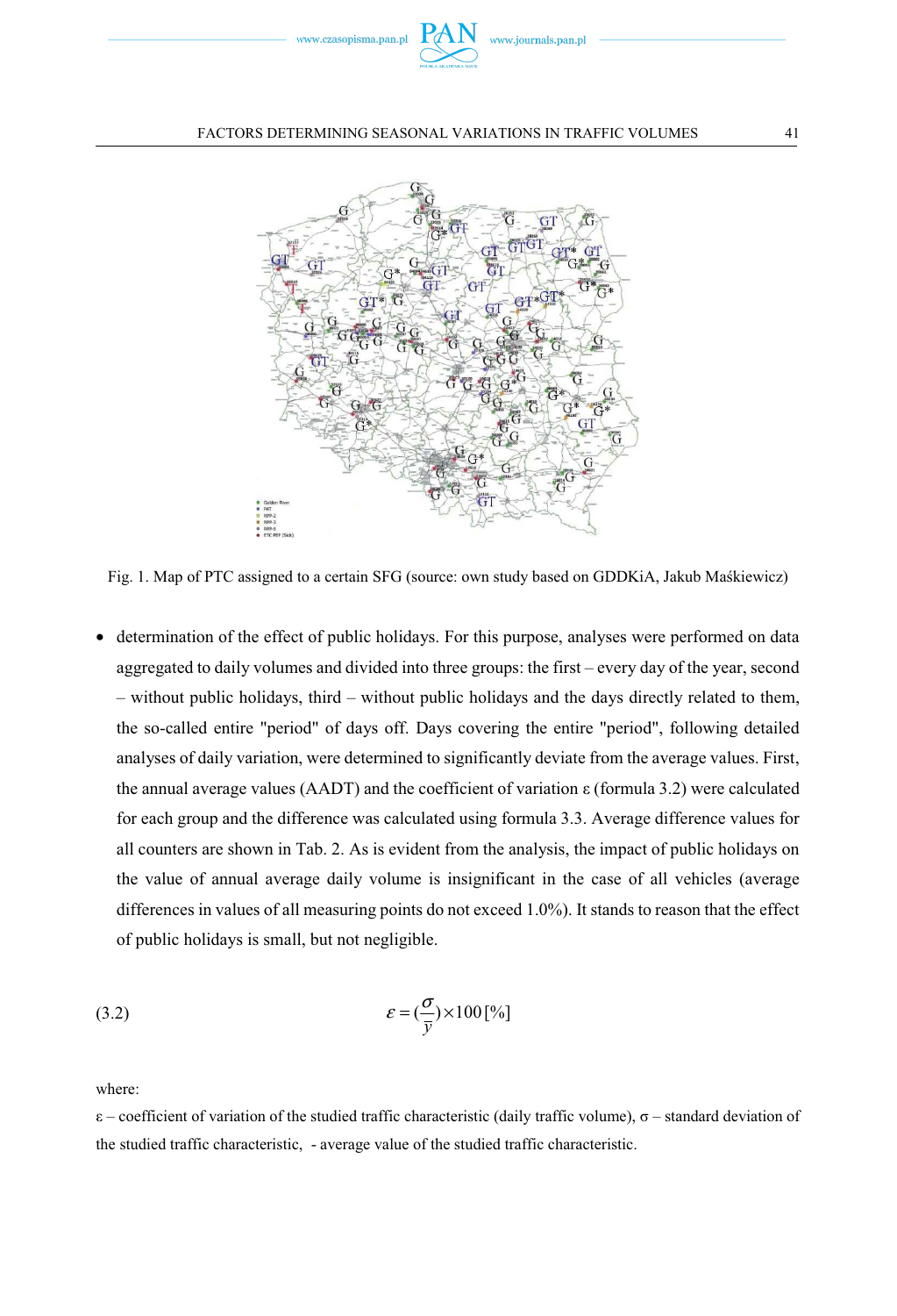Fig. 1. Map of PTC assigned to a certain SFG (source: own study based on GDDKiA, Jakub Maśkiewicz)

- determination of the effect of public holidays. For this purpose, analyses were performed on data aggregated to daily volumes and divided into three groups: the first – every day of the year, second – without public holidays, third – without public holidays and the days directly related to them, the so-called entire "period" of days off. Days covering the entire "period", following detailed analyses of daily variation, were determined to significantly deviate from the average values. First, the annual average values (AADT) and the coefficient of variation ε (formula 3.2) were calculated for each group and the difference was calculated using formula 3.3. Average difference values for all counters are shown in Tab. 2. As is evident from the analysis, the impact of public holidays on the value of annual average daily volume is insignificant in the case of all vehicles (average differences in values of all measuring points do not exceed 1.0%). It stands to reason that the effect of public holidays is small, but not negligible.

$$\varepsilon = \left(\frac{\sigma}{\bar{y}}\right) \times 100\,[\%] \tag{3.2}$$

where:

ε – coefficient of variation of the studied traffic characteristic (daily traffic volume), σ – standard deviation of the studied traffic characteristic, - average value of the studied traffic characteristic.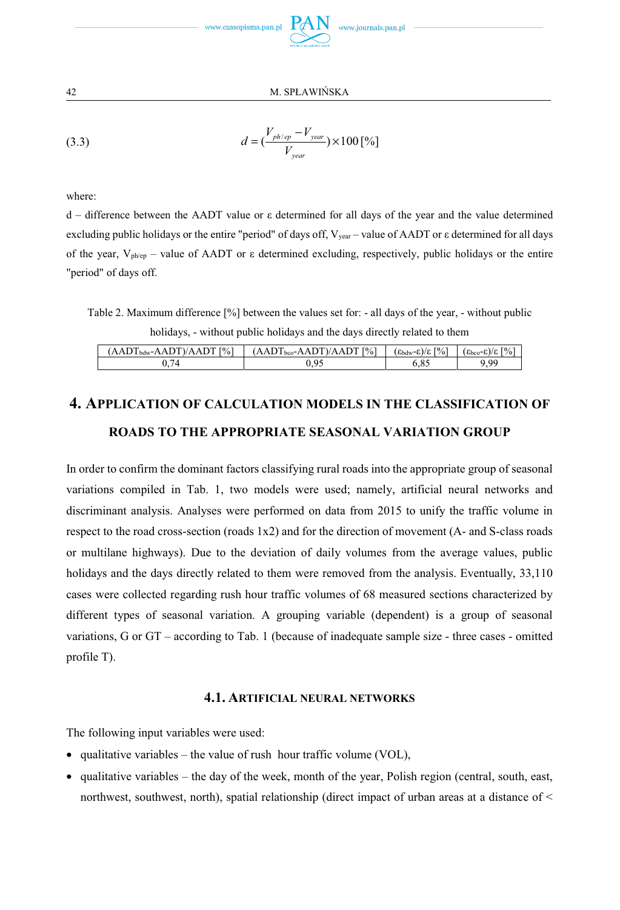$$d = \left(\frac{V_{ph/ep} - V_{year}}{V_{year}}\right) \times 100\,[\%] \tag{3.3}$$

where:

d – difference between the AADT value or ε determined for all days of the year and the value determined excluding public holidays or the entire "period" of days off, $V_{year}$ – value of AADT or ε determined for all days of the year, $V_{ph/ep}$ – value of AADT or ε determined excluding, respectively, public holidays or the entire "period" of days off.

Table 2. Maximum difference [%] between the values set for: - all days of the year, - without public holidays, - without public holidays and the days directly related to them

| $(AADT_{bdw}$-$AADT)/AADT$ [%] | $(AADT_{bco}$-$AADT)/AADT$ [%] | $(\varepsilon_{bdw}$-$\varepsilon)/\varepsilon$ [%] | $(\varepsilon_{bco}$-$\varepsilon)/\varepsilon$ [%] |
|---|---|---|---|
| 0,74 | 0,95 | 6,85 | 9,99 |

## 4. Application of calculation models in the classification of roads to the appropriate seasonal variation group

In order to confirm the dominant factors classifying rural roads into the appropriate group of seasonal variations compiled in Tab. 1, two models were used; namely, artificial neural networks and discriminant analysis. Analyses were performed on data from 2015 to unify the traffic volume in respect to the road cross-section (roads 1x2) and for the direction of movement (A- and S-class roads or multilane highways). Due to the deviation of daily volumes from the average values, public holidays and the days directly related to them were removed from the analysis. Eventually, 33,110 cases were collected regarding rush hour traffic volumes of 68 measured sections characterized by different types of seasonal variation. A grouping variable (dependent) is a group of seasonal variations, G or GT – according to Tab. 1 (because of inadequate sample size - three cases - omitted profile T).

### 4.1. Artificial neural networks

The following input variables were used:

- qualitative variables – the value of rush hour traffic volume (VOL),
- qualitative variables – the day of the week, month of the year, Polish region (central, south, east, northwest, southwest, north), spatial relationship (direct impact of urban areas at a distance of <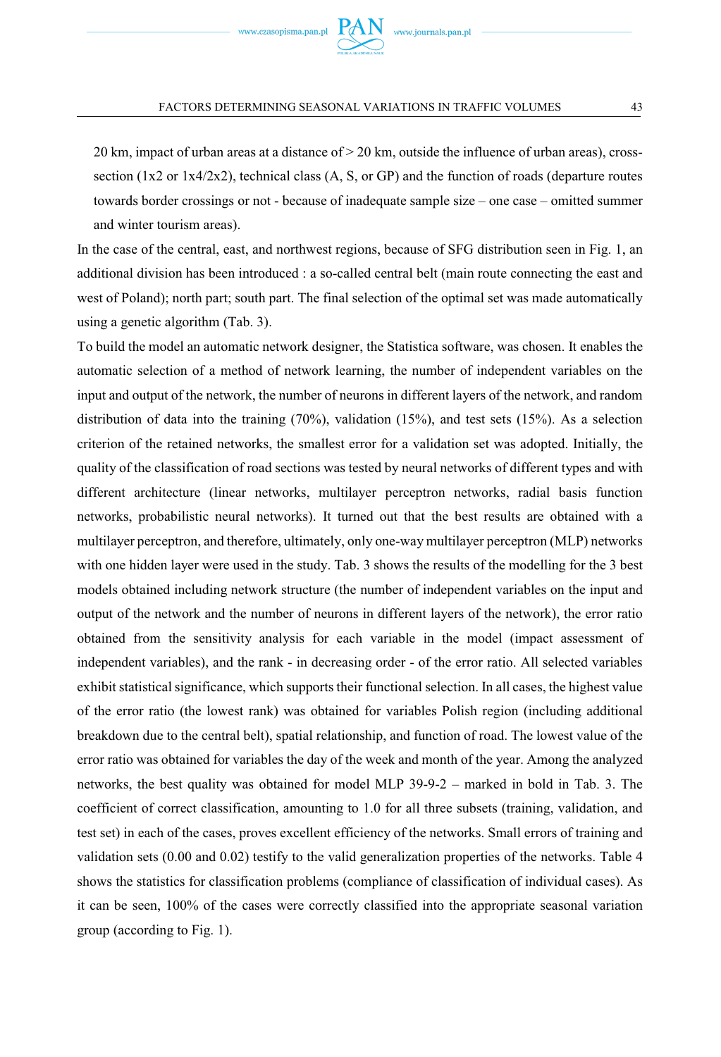20 km, impact of urban areas at a distance of > 20 km, outside the influence of urban areas), cross-section (1x2 or 1x4/2x2), technical class (A, S, or GP) and the function of roads (departure routes towards border crossings or not - because of inadequate sample size – one case – omitted summer and winter tourism areas).

In the case of the central, east, and northwest regions, because of SFG distribution seen in Fig. 1, an additional division has been introduced : a so-called central belt (main route connecting the east and west of Poland); north part; south part. The final selection of the optimal set was made automatically using a genetic algorithm (Tab. 3).

To build the model an automatic network designer, the Statistica software, was chosen. It enables the automatic selection of a method of network learning, the number of independent variables on the input and output of the network, the number of neurons in different layers of the network, and random distribution of data into the training (70%), validation (15%), and test sets (15%). As a selection criterion of the retained networks, the smallest error for a validation set was adopted. Initially, the quality of the classification of road sections was tested by neural networks of different types and with different architecture (linear networks, multilayer perceptron networks, radial basis function networks, probabilistic neural networks). It turned out that the best results are obtained with a multilayer perceptron, and therefore, ultimately, only one-way multilayer perceptron (MLP) networks with one hidden layer were used in the study. Tab. 3 shows the results of the modelling for the 3 best models obtained including network structure (the number of independent variables on the input and output of the network and the number of neurons in different layers of the network), the error ratio obtained from the sensitivity analysis for each variable in the model (impact assessment of independent variables), and the rank - in decreasing order - of the error ratio. All selected variables exhibit statistical significance, which supports their functional selection. In all cases, the highest value of the error ratio (the lowest rank) was obtained for variables Polish region (including additional breakdown due to the central belt), spatial relationship, and function of road. The lowest value of the error ratio was obtained for variables the day of the week and month of the year. Among the analyzed networks, the best quality was obtained for model MLP 39-9-2 – marked in bold in Tab. 3. The coefficient of correct classification, amounting to 1.0 for all three subsets (training, validation, and test set) in each of the cases, proves excellent efficiency of the networks. Small errors of training and validation sets (0.00 and 0.02) testify to the valid generalization properties of the networks. Table 4 shows the statistics for classification problems (compliance of classification of individual cases). As it can be seen, 100% of the cases were correctly classified into the appropriate seasonal variation group (according to Fig. 1).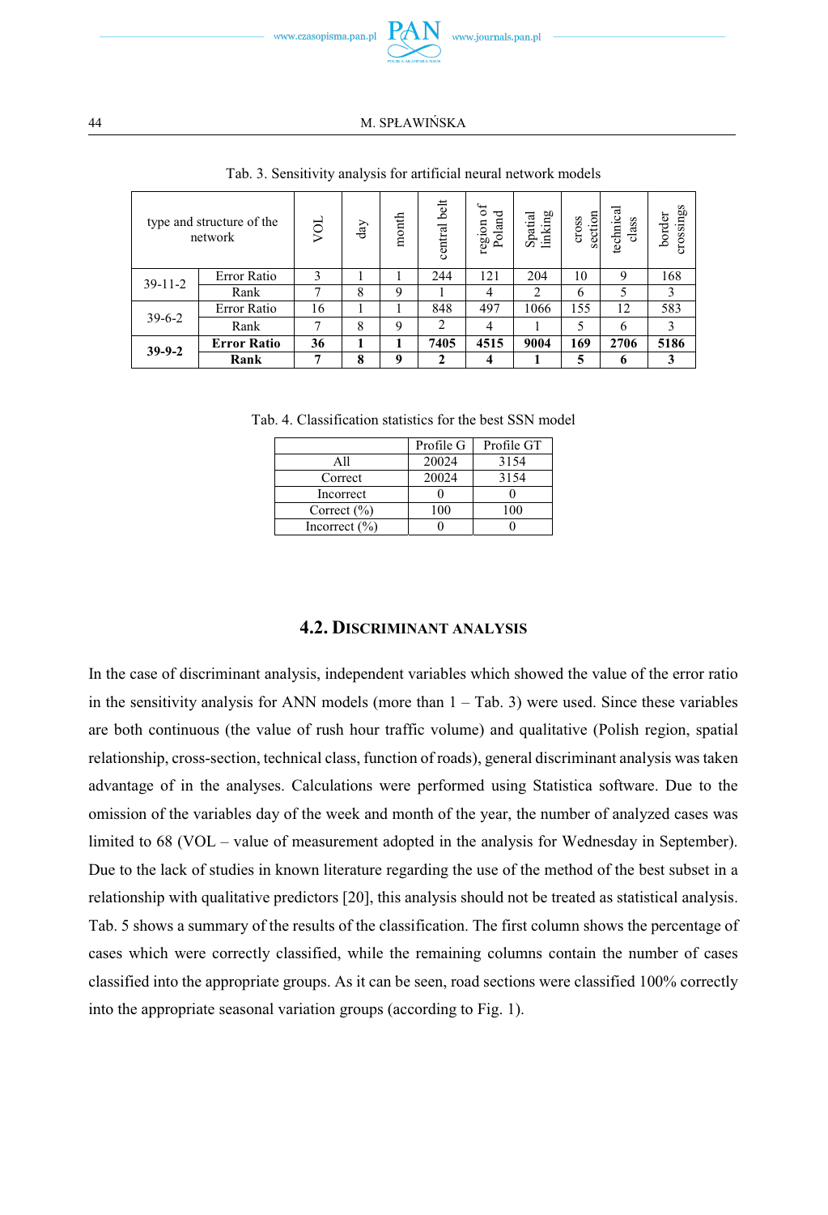Tab. 3. Sensitivity analysis for artificial neural network models

| type and structure of the network | | VOL | day | month | central belt | region of Poland | Spatial linking | cross section | technical class | border crossings |
|---|---|---|---|---|---|---|---|---|---|---|
| 39-11-2 | Error Ratio | 3 | 1 | 1 | 244 | 121 | 204 | 10 | 9 | 168 |
| | Rank | 7 | 8 | 9 | 1 | 4 | 2 | 6 | 5 | 3 |
| 39-6-2 | Error Ratio | 16 | 1 | 1 | 848 | 497 | 1066 | 155 | 12 | 583 |
| | Rank | 7 | 8 | 9 | 2 | 4 | 1 | 5 | 6 | 3 |
| **39-9-2** | **Error Ratio** | **36** | **1** | **1** | **7405** | **4515** | **9004** | **169** | **2706** | **5186** |
| | **Rank** | **7** | **8** | **9** | **2** | **4** | **1** | **5** | **6** | **3** |

Tab. 4. Classification statistics for the best SSN model

| | Profile G | Profile GT |
|---|---|---|
| All | 20024 | 3154 |
| Correct | 20024 | 3154 |
| Incorrect | 0 | 0 |
| Correct (%) | 100 | 100 |
| Incorrect (%) | 0 | 0 |

## 4.2. Discriminant analysis

In the case of discriminant analysis, independent variables which showed the value of the error ratio in the sensitivity analysis for ANN models (more than 1 – Tab. 3) were used. Since these variables are both continuous (the value of rush hour traffic volume) and qualitative (Polish region, spatial relationship, cross-section, technical class, function of roads), general discriminant analysis was taken advantage of in the analyses. Calculations were performed using Statistica software. Due to the omission of the variables day of the week and month of the year, the number of analyzed cases was limited to 68 (VOL – value of measurement adopted in the analysis for Wednesday in September). Due to the lack of studies in known literature regarding the use of the method of the best subset in a relationship with qualitative predictors [20], this analysis should not be treated as statistical analysis. Tab. 5 shows a summary of the results of the classification. The first column shows the percentage of cases which were correctly classified, while the remaining columns contain the number of cases classified into the appropriate groups. As it can be seen, road sections were classified 100% correctly into the appropriate seasonal variation groups (according to Fig. 1).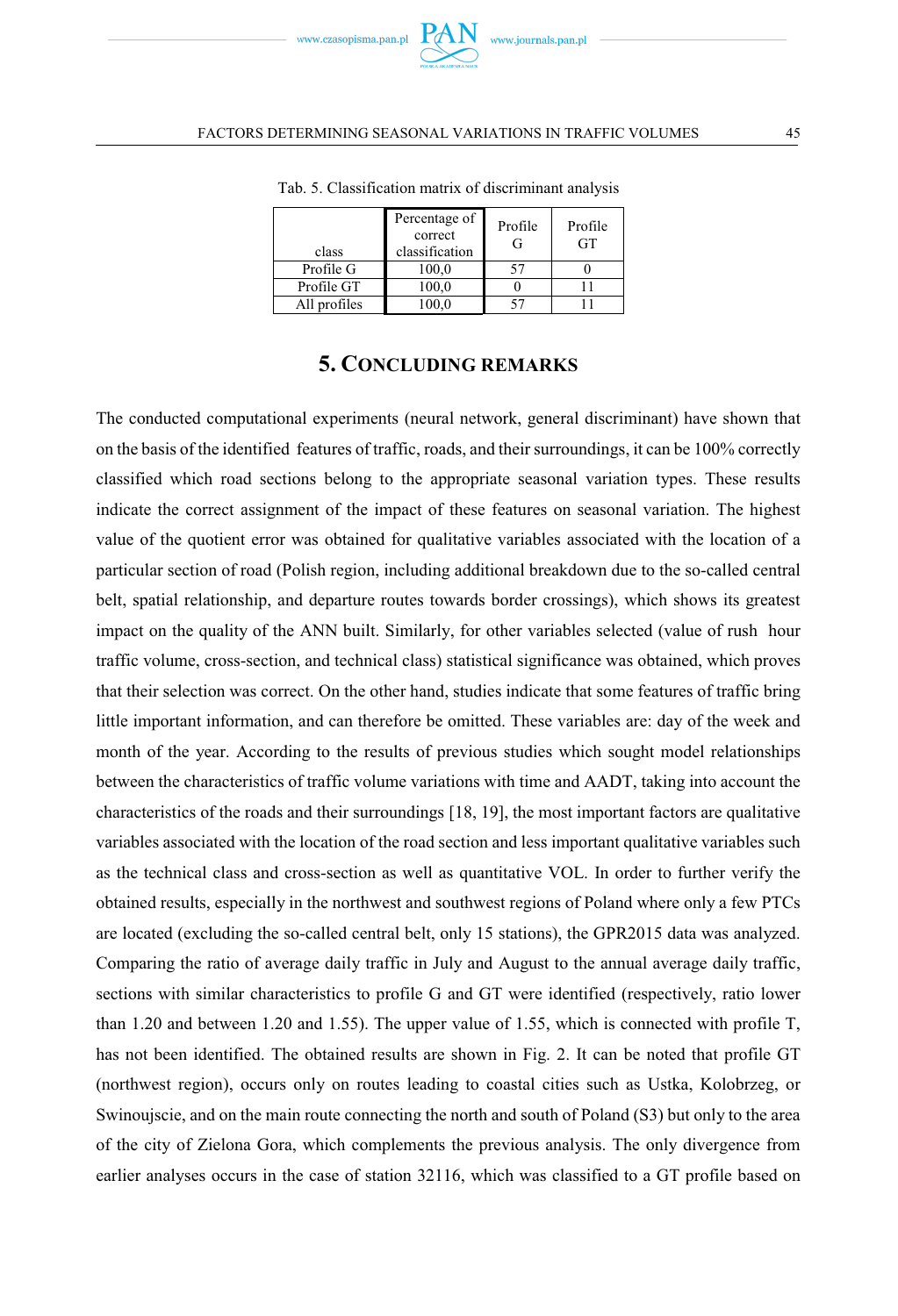Tab. 5. Classification matrix of discriminant analysis

| class | Percentage of correct classification | Profile G | Profile GT |
|---|---|---|---|
| Profile G | 100,0 | 57 | 0 |
| Profile GT | 100,0 | 0 | 11 |
| All profiles | 100,0 | 57 | 11 |

## 5. CONCLUDING REMARKS

The conducted computational experiments (neural network, general discriminant) have shown that on the basis of the identified features of traffic, roads, and their surroundings, it can be 100% correctly classified which road sections belong to the appropriate seasonal variation types. These results indicate the correct assignment of the impact of these features on seasonal variation. The highest value of the quotient error was obtained for qualitative variables associated with the location of a particular section of road (Polish region, including additional breakdown due to the so-called central belt, spatial relationship, and departure routes towards border crossings), which shows its greatest impact on the quality of the ANN built. Similarly, for other variables selected (value of rush hour traffic volume, cross-section, and technical class) statistical significance was obtained, which proves that their selection was correct. On the other hand, studies indicate that some features of traffic bring little important information, and can therefore be omitted. These variables are: day of the week and month of the year. According to the results of previous studies which sought model relationships between the characteristics of traffic volume variations with time and AADT, taking into account the characteristics of the roads and their surroundings [18, 19], the most important factors are qualitative variables associated with the location of the road section and less important qualitative variables such as the technical class and cross-section as well as quantitative VOL. In order to further verify the obtained results, especially in the northwest and southwest regions of Poland where only a few PTCs are located (excluding the so-called central belt, only 15 stations), the GPR2015 data was analyzed. Comparing the ratio of average daily traffic in July and August to the annual average daily traffic, sections with similar characteristics to profile G and GT were identified (respectively, ratio lower than 1.20 and between 1.20 and 1.55). The upper value of 1.55, which is connected with profile T, has not been identified. The obtained results are shown in Fig. 2. It can be noted that profile GT (northwest region), occurs only on routes leading to coastal cities such as Ustka, Kolobrzeg, or Swinoujscie, and on the main route connecting the north and south of Poland (S3) but only to the area of the city of Zielona Gora, which complements the previous analysis. The only divergence from earlier analyses occurs in the case of station 32116, which was classified to a GT profile based on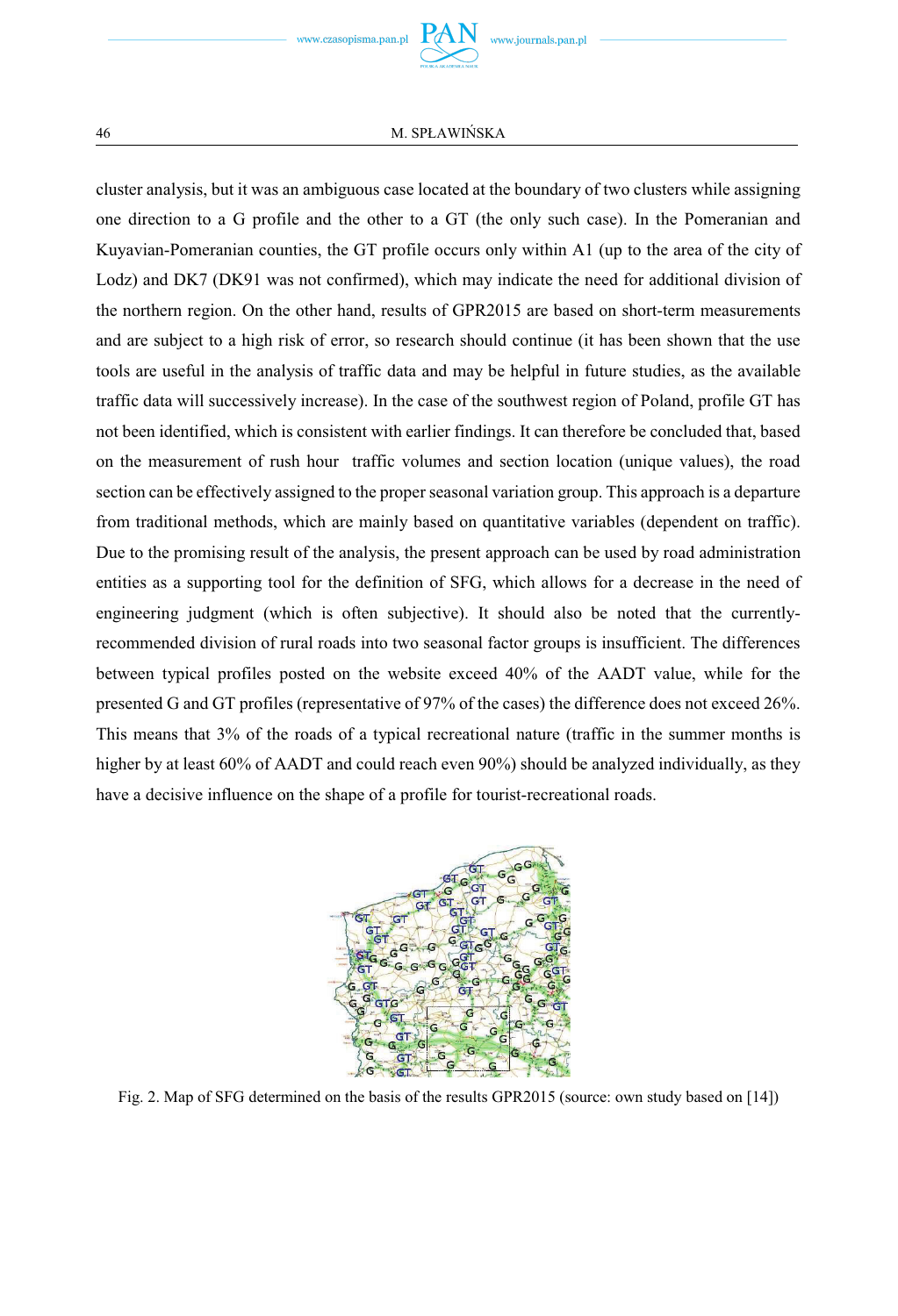cluster analysis, but it was an ambiguous case located at the boundary of two clusters while assigning one direction to a G profile and the other to a GT (the only such case). In the Pomeranian and Kuyavian-Pomeranian counties, the GT profile occurs only within A1 (up to the area of the city of Lodz) and DK7 (DK91 was not confirmed), which may indicate the need for additional division of the northern region. On the other hand, results of GPR2015 are based on short-term measurements and are subject to a high risk of error, so research should continue (it has been shown that the use tools are useful in the analysis of traffic data and may be helpful in future studies, as the available traffic data will successively increase). In the case of the southwest region of Poland, profile GT has not been identified, which is consistent with earlier findings. It can therefore be concluded that, based on the measurement of rush hour traffic volumes and section location (unique values), the road section can be effectively assigned to the proper seasonal variation group. This approach is a departure from traditional methods, which are mainly based on quantitative variables (dependent on traffic). Due to the promising result of the analysis, the present approach can be used by road administration entities as a supporting tool for the definition of SFG, which allows for a decrease in the need of engineering judgment (which is often subjective). It should also be noted that the currently-recommended division of rural roads into two seasonal factor groups is insufficient. The differences between typical profiles posted on the website exceed 40% of the AADT value, while for the presented G and GT profiles (representative of 97% of the cases) the difference does not exceed 26%. This means that 3% of the roads of a typical recreational nature (traffic in the summer months is higher by at least 60% of AADT and could reach even 90%) should be analyzed individually, as they have a decisive influence on the shape of a profile for tourist-recreational roads.

Fig. 2. Map of SFG determined on the basis of the results GPR2015 (source: own study based on [14])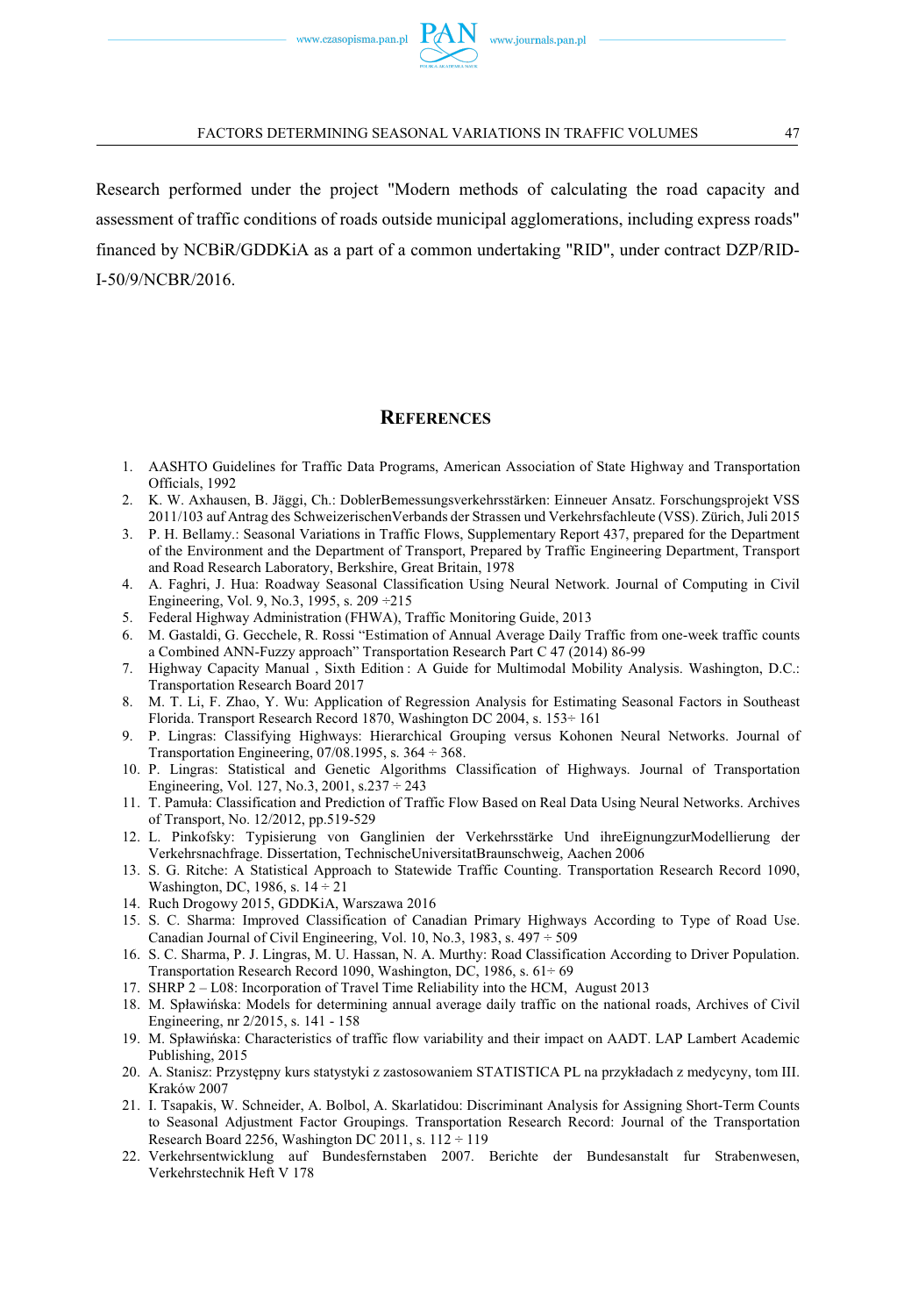Research performed under the project "Modern methods of calculating the road capacity and assessment of traffic conditions of roads outside municipal agglomerations, including express roads" financed by NCBiR/GDDKiA as a part of a common undertaking "RID", under contract DZP/RID-I-50/9/NCBR/2016.

## REFERENCES

1. AASHTO Guidelines for Traffic Data Programs, American Association of State Highway and Transportation Officials, 1992
2. K. W. Axhausen, B. Jäggi, Ch.: DoblerBemessungsverkehrsstärken: Einneuer Ansatz. Forschungsprojekt VSS 2011/103 auf Antrag des SchweizerischenVerbands der Strassen und Verkehrsfachleute (VSS). Zürich, Juli 2015
3. P. H. Bellamy.: Seasonal Variations in Traffic Flows, Supplementary Report 437, prepared for the Department of the Environment and the Department of Transport, Prepared by Traffic Engineering Department, Transport and Road Research Laboratory, Berkshire, Great Britain, 1978
4. A. Faghri, J. Hua: Roadway Seasonal Classification Using Neural Network. Journal of Computing in Civil Engineering, Vol. 9, No.3, 1995, s. 209 ÷215
5. Federal Highway Administration (FHWA), Traffic Monitoring Guide, 2013
6. M. Gastaldi, G. Gecchele, R. Rossi "Estimation of Annual Average Daily Traffic from one-week traffic counts a Combined ANN-Fuzzy approach" Transportation Research Part C 47 (2014) 86-99
7. Highway Capacity Manual , Sixth Edition : A Guide for Multimodal Mobility Analysis. Washington, D.C.: Transportation Research Board 2017
8. M. T. Li, F. Zhao, Y. Wu: Application of Regression Analysis for Estimating Seasonal Factors in Southeast Florida. Transport Research Record 1870, Washington DC 2004, s. 153÷ 161
9. P. Lingras: Classifying Highways: Hierarchical Grouping versus Kohonen Neural Networks. Journal of Transportation Engineering, 07/08.1995, s. 364 ÷ 368.
10. P. Lingras: Statistical and Genetic Algorithms Classification of Highways. Journal of Transportation Engineering, Vol. 127, No.3, 2001, s.237 ÷ 243
11. T. Pamuła: Classification and Prediction of Traffic Flow Based on Real Data Using Neural Networks. Archives of Transport, No. 12/2012, pp.519-529
12. L. Pinkofsky: Typisierung von Ganglinien der Verkehrsstärke Und ihreEignungzurModellierung der Verkehrsnachfrage. Dissertation, TechnischeUniversitatBraunschweig, Aachen 2006
13. S. G. Ritche: A Statistical Approach to Statewide Traffic Counting. Transportation Research Record 1090, Washington, DC, 1986, s. 14 ÷ 21
14. Ruch Drogowy 2015, GDDKiA, Warszawa 2016
15. S. C. Sharma: Improved Classification of Canadian Primary Highways According to Type of Road Use. Canadian Journal of Civil Engineering, Vol. 10, No.3, 1983, s. 497 ÷ 509
16. S. C. Sharma, P. J. Lingras, M. U. Hassan, N. A. Murthy: Road Classification According to Driver Population. Transportation Research Record 1090, Washington, DC, 1986, s. 61÷ 69
17. SHRP 2 – L08: Incorporation of Travel Time Reliability into the HCM, August 2013
18. M. Spławińska: Models for determining annual average daily traffic on the national roads, Archives of Civil Engineering, nr 2/2015, s. 141 - 158
19. M. Spławińska: Characteristics of traffic flow variability and their impact on AADT. LAP Lambert Academic Publishing, 2015
20. A. Stanisz: Przystępny kurs statystyki z zastosowaniem STATISTICA PL na przykładach z medycyny, tom III. Kraków 2007
21. I. Tsapakis, W. Schneider, A. Bolbol, A. Skarlatidou: Discriminant Analysis for Assigning Short-Term Counts to Seasonal Adjustment Factor Groupings. Transportation Research Record: Journal of the Transportation Research Board 2256, Washington DC 2011, s. 112 ÷ 119
22. Verkehrsentwicklung auf Bundesfernstaben 2007. Berichte der Bundesanstalt fur Strabenwesen, Verkehrstechnik Heft V 178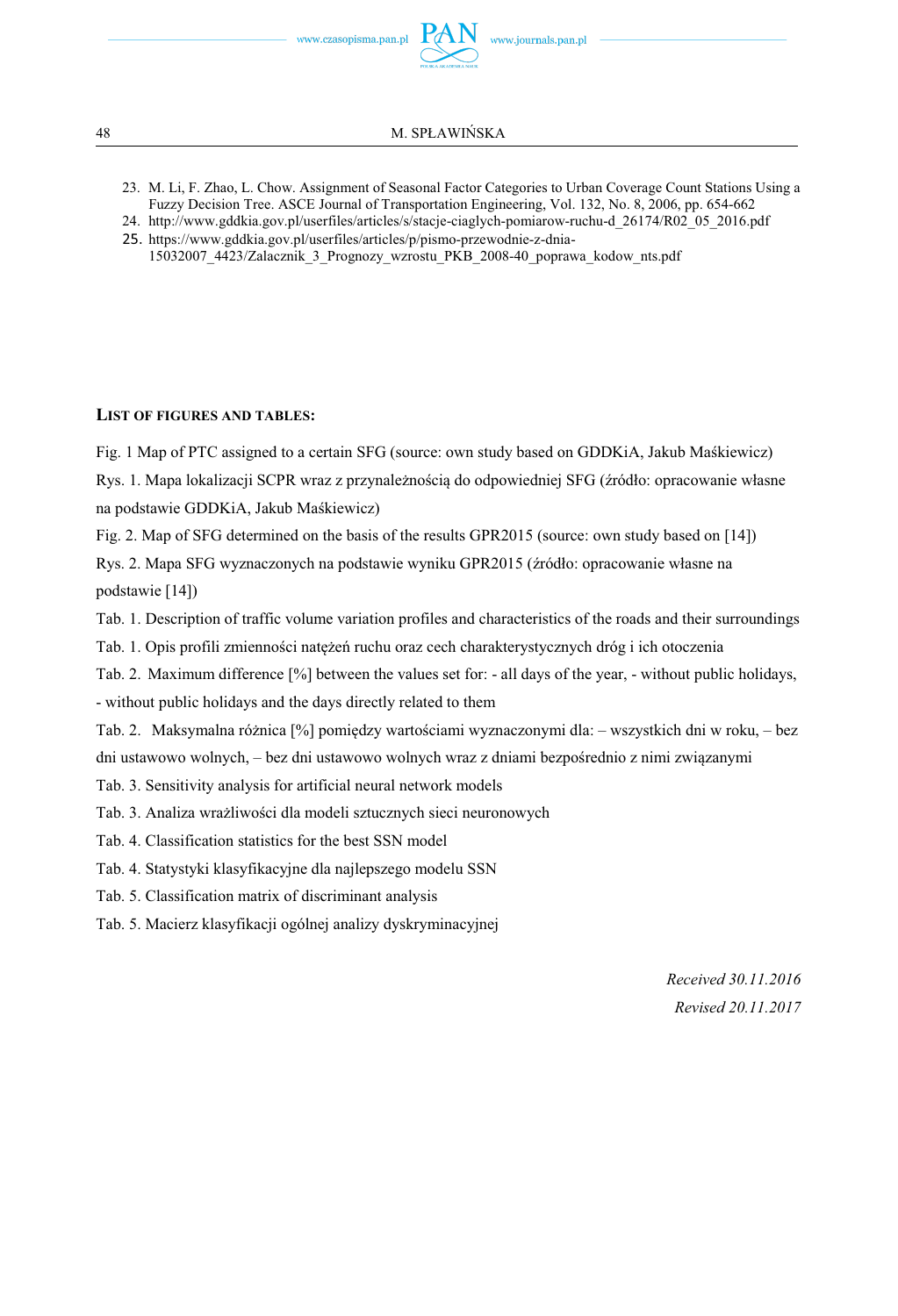23. M. Li, F. Zhao, L. Chow. Assignment of Seasonal Factor Categories to Urban Coverage Count Stations Using a Fuzzy Decision Tree. ASCE Journal of Transportation Engineering, Vol. 132, No. 8, 2006, pp. 654-662
24. http://www.gddkia.gov.pl/userfiles/articles/s/stacje-ciaglych-pomiarow-ruchu-d_26174/R02_05_2016.pdf
25. https://www.gddkia.gov.pl/userfiles/articles/p/pismo-przewodnie-z-dnia-15032007_4423/Zalacznik_3_Prognozy_wzrostu_PKB_2008-40_poprawa_kodow_nts.pdf

**LIST OF FIGURES AND TABLES:**

Fig. 1 Map of PTC assigned to a certain SFG (source: own study based on GDDKiA, Jakub Maśkiewicz)

Rys. 1. Mapa lokalizacji SCPR wraz z przynależnością do odpowiedniej SFG (źródło: opracowanie własne na podstawie GDDKiA, Jakub Maśkiewicz)

Fig. 2. Map of SFG determined on the basis of the results GPR2015 (source: own study based on [14])

Rys. 2. Mapa SFG wyznaczonych na podstawie wyniku GPR2015 (źródło: opracowanie własne na podstawie [14])

Tab. 1. Description of traffic volume variation profiles and characteristics of the roads and their surroundings

Tab. 1. Opis profili zmienności natężeń ruchu oraz cech charakterystycznych dróg i ich otoczenia

Tab. 2. Maximum difference [%] between the values set for: - all days of the year, - without public holidays, - without public holidays and the days directly related to them

Tab. 2. Maksymalna różnica [%] pomiędzy wartościami wyznaczonymi dla: – wszystkich dni w roku, – bez dni ustawowo wolnych, – bez dni ustawowo wolnych wraz z dniami bezpośrednio z nimi związanymi

Tab. 3. Sensitivity analysis for artificial neural network models

Tab. 3. Analiza wrażliwości dla modeli sztucznych sieci neuronowych

Tab. 4. Classification statistics for the best SSN model

Tab. 4. Statystyki klasyfikacyjne dla najlepszego modelu SSN

Tab. 5. Classification matrix of discriminant analysis

Tab. 5. Macierz klasyfikacji ogólnej analizy dyskryminacyjnej

*Received 30.11.2016*

*Revised 20.11.2017*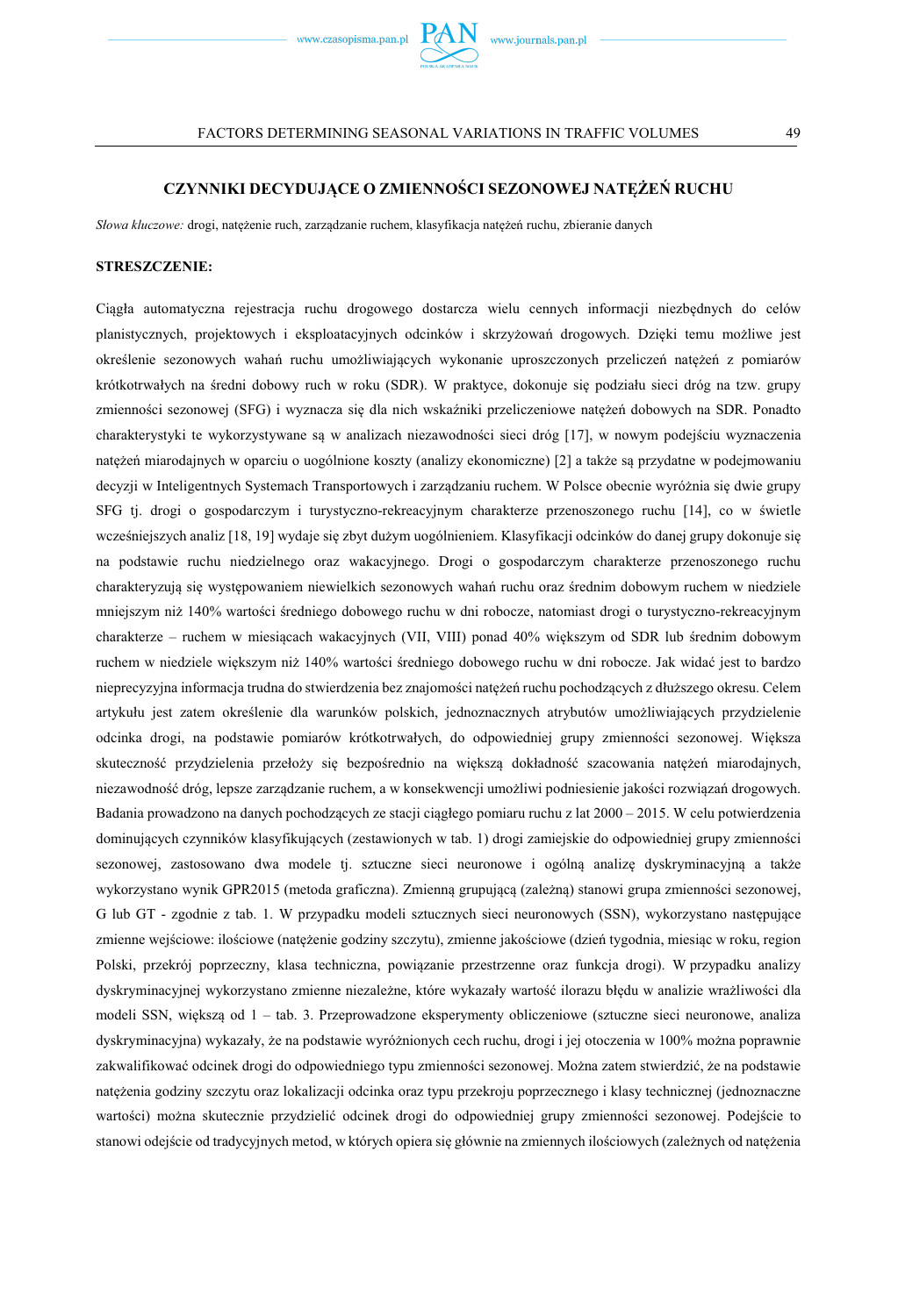## CZYNNIKI DECYDUJĄCE O ZMIENNOŚCI SEZONOWEJ NATĘŻEŃ RUCHU

*Słowa kluczowe:* drogi, natężenie ruch, zarządzanie ruchem, klasyfikacja natężeń ruchu, zbieranie danych

**STRESZCZENIE:**

Ciągła automatyczna rejestracja ruchu drogowego dostarcza wielu cennych informacji niezbędnych do celów planistycznych, projektowych i eksploatacyjnych odcinków i skrzyżowań drogowych. Dzięki temu możliwe jest określenie sezonowych wahań ruchu umożliwiających wykonanie uproszczonych przeliczeń natężeń z pomiarów krótkotrwałych na średni dobowy ruch w roku (SDR). W praktyce, dokonuje się podziału sieci dróg na tzw. grupy zmienności sezonowej (SFG) i wyznacza się dla nich wskaźniki przeliczeniowe natężeń dobowych na SDR. Ponadto charakterystyki te wykorzystywane są w analizach niezawodności sieci dróg [17], w nowym podejściu wyznaczenia natężeń miarodajnych w oparciu o uogólnione koszty (analizy ekonomiczne) [2] a także są przydatne w podejmowaniu decyzji w Inteligentnych Systemach Transportowych i zarządzaniu ruchem. W Polsce obecnie wyróżnia się dwie grupy SFG tj. drogi o gospodarczym i turystyczno-rekreacyjnym charakterze przenoszonego ruchu [14], co w świetle wcześniejszych analiz [18, 19] wydaje się zbyt dużym uogólnieniem. Klasyfikacji odcinków do danej grupy dokonuje się na podstawie ruchu niedzielnego oraz wakacyjnego. Drogi o gospodarczym charakterze przenoszonego ruchu charakteryzują się występowaniem niewielkich sezonowych wahań ruchu oraz średnim dobowym ruchem w niedziele mniejszym niż 140% wartości średniego dobowego ruchu w dni robocze, natomiast drogi o turystyczno-rekreacyjnym charakterze – ruchem w miesiącach wakacyjnych (VII, VIII) ponad 40% większym od SDR lub średnim dobowym ruchem w niedziele większym niż 140% wartości średniego dobowego ruchu w dni robocze. Jak widać jest to bardzo nieprecyzyjna informacja trudna do stwierdzenia bez znajomości natężeń ruchu pochodzących z dłuższego okresu. Celem artykułu jest zatem określenie dla warunków polskich, jednoznacznych atrybutów umożliwiających przydzielenie odcinka drogi, na podstawie pomiarów krótkotrwałych, do odpowiedniej grupy zmienności sezonowej. Większa skuteczność przydzielenia przełoży się bezpośrednio na większą dokładność szacowania natężeń miarodajnych, niezawodność dróg, lepsze zarządzanie ruchem, a w konsekwencji umożliwi podniesienie jakości rozwiązań drogowych. Badania prowadzono na danych pochodzących ze stacji ciągłego pomiaru ruchu z lat 2000 – 2015. W celu potwierdzenia dominujących czynników klasyfikujących (zestawionych w tab. 1) drogi zamiejskie do odpowiedniej grupy zmienności sezonowej, zastosowano dwa modele tj. sztuczne sieci neuronowe i ogólną analizę dyskryminacyjną a także wykorzystano wynik GPR2015 (metoda graficzna). Zmienną grupującą (zależną) stanowi grupa zmienności sezonowej, G lub GT - zgodnie z tab. 1. W przypadku modeli sztucznych sieci neuronowych (SSN), wykorzystano następujące zmienne wejściowe: ilościowe (natężenie godziny szczytu), zmienne jakościowe (dzień tygodnia, miesiąc w roku, region Polski, przekrój poprzeczny, klasa techniczna, powiązanie przestrzenne oraz funkcja drogi). W przypadku analizy dyskryminacyjnej wykorzystano zmienne niezależne, które wykazały wartość ilorazu błędu w analizie wrażliwości dla modeli SSN, większą od 1 – tab. 3. Przeprowadzone eksperymenty obliczeniowe (sztuczne sieci neuronowe, analiza dyskryminacyjna) wykazały, że na podstawie wyróżnionych cech ruchu, drogi i jej otoczenia w 100% można poprawnie zakwalifikować odcinek drogi do odpowiedniego typu zmienności sezonowej. Można zatem stwierdzić, że na podstawie natężenia godziny szczytu oraz lokalizacji odcinka oraz typu przekroju poprzecznego i klasy technicznej (jednoznaczne wartości) można skutecznie przydzielić odcinek drogi do odpowiedniej grupy zmienności sezonowej. Podejście to stanowi odejście od tradycyjnych metod, w których opiera się głównie na zmiennych ilościowych (zależnych od natężenia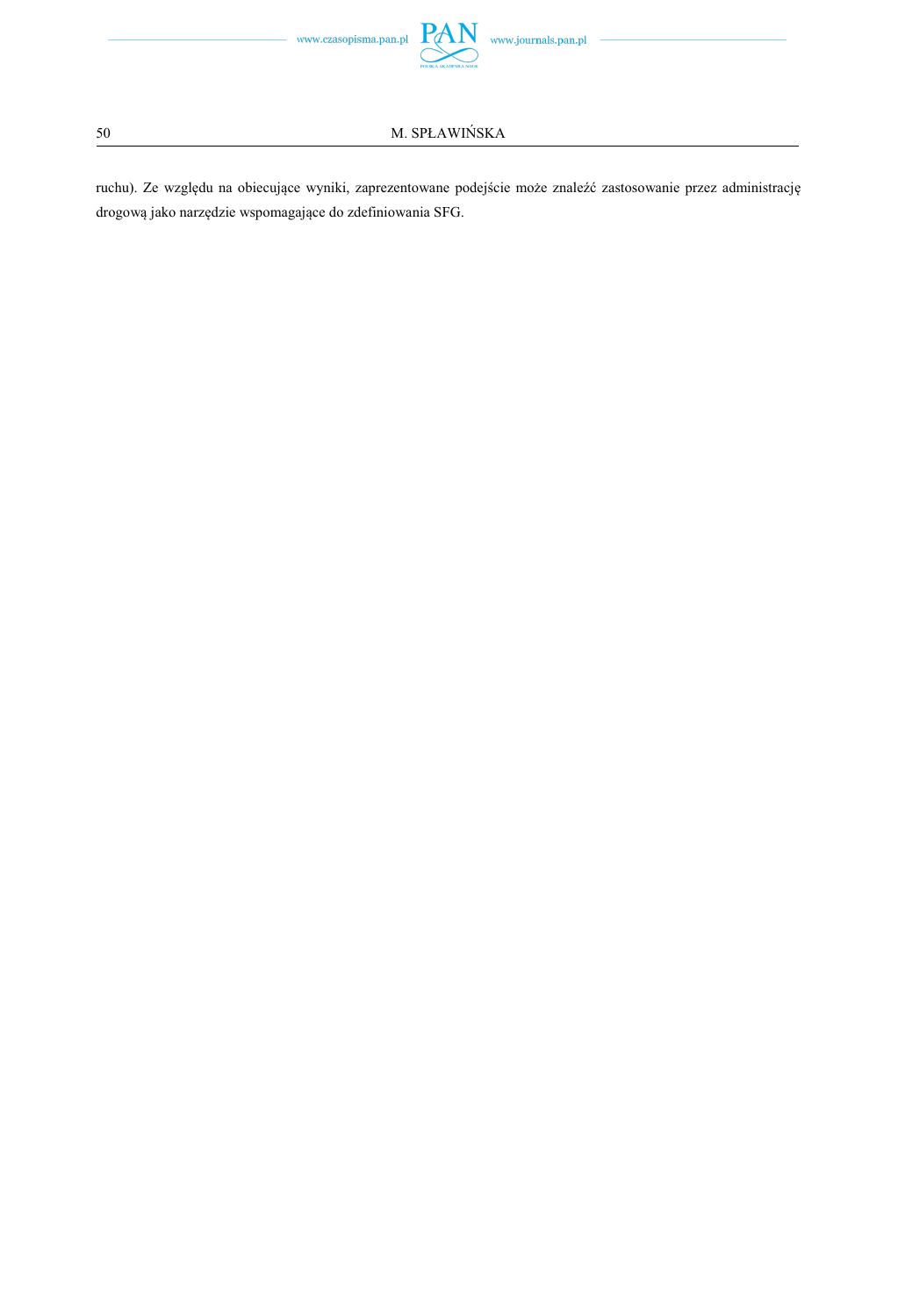ruchu). Ze względu na obiecujące wyniki, zaprezentowane podejście może znaleźć zastosowanie przez administrację drogową jako narzędzie wspomagające do zdefiniowania SFG.